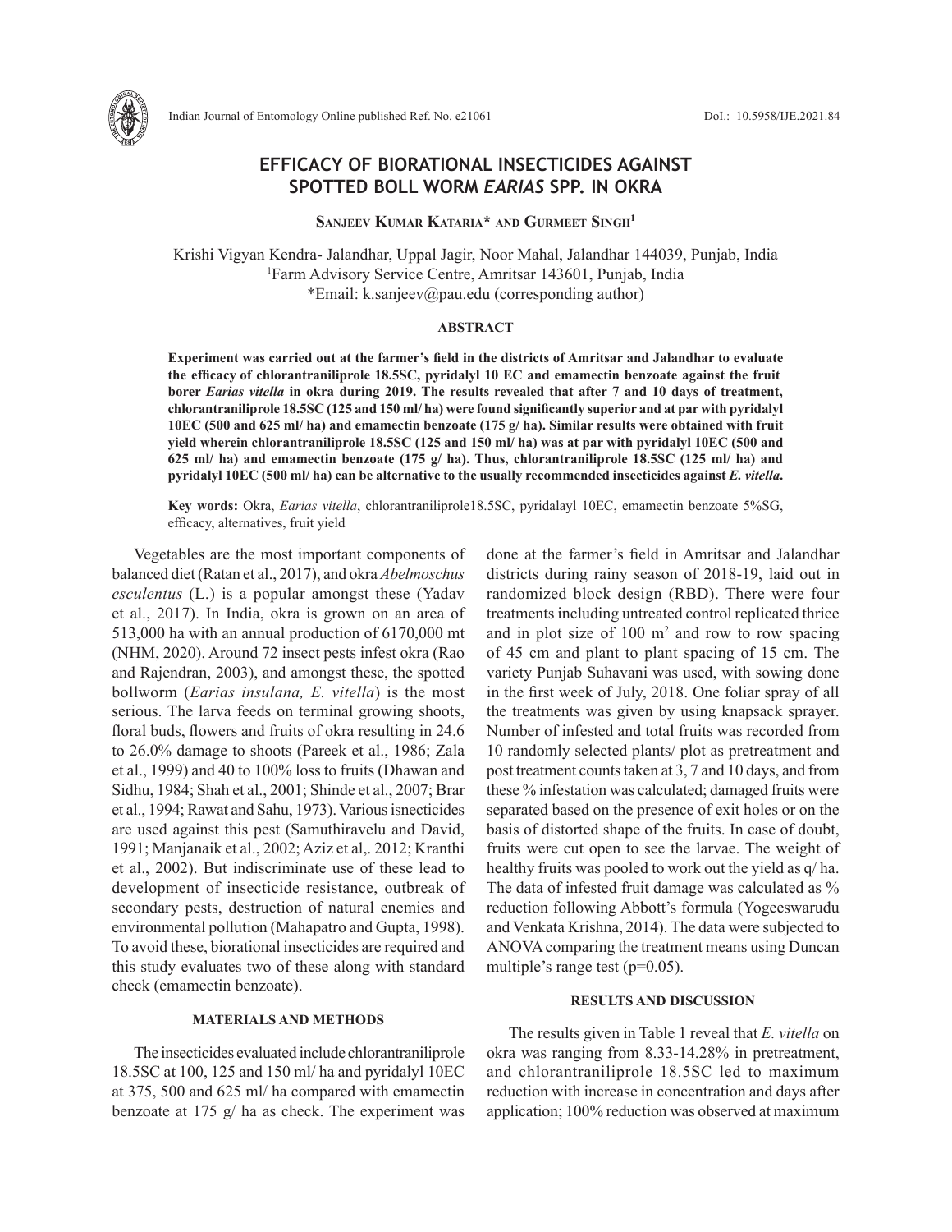# EFFICACY OF BIORATIONAL INSECTICIDES AGAINST SPOTTED BOLL WORM *EARIAS* SPP. IN OKRA

**Sanjeev Kumar Kataria* and Gurmeet Singh[1]**

Krishi Vigyan Kendra- Jalandhar, Uppal Jagir, Noor Mahal, Jalandhar 144039, Punjab, India
[1]Farm Advisory Service Centre, Amritsar 143601, Punjab, India
*Email: k.sanjeev@pau.edu (corresponding author)

## ABSTRACT

**Experiment was carried out at the farmer's field in the districts of Amritsar and Jalandhar to evaluate the efficacy of chlorantraniliprole 18.5SC, pyridalyl 10 EC and emamectin benzoate against the fruit borer *Earias vitella* in okra during 2019. The results revealed that after 7 and 10 days of treatment, chlorantraniliprole 18.5SC (125 and 150 ml/ ha) were found significantly superior and at par with pyridalyl 10EC (500 and 625 ml/ ha) and emamectin benzoate (175 g/ ha). Similar results were obtained with fruit yield wherein chlorantraniliprole 18.5SC (125 and 150 ml/ ha) was at par with pyridalyl 10EC (500 and 625 ml/ ha) and emamectin benzoate (175 g/ ha). Thus, chlorantraniliprole 18.5SC (125 ml/ ha) and pyridalyl 10EC (500 ml/ ha) can be alternative to the usually recommended insecticides against *E. vitella*.**

**Key words:** Okra, *Earias vitella*, chlorantraniliprole18.5SC, pyridalayl 10EC, emamectin benzoate 5%SG, efficacy, alternatives, fruit yield

Vegetables are the most important components of balanced diet (Ratan et al., 2017), and okra *Abelmoschus esculentus* (L.) is a popular amongst these (Yadav et al., 2017). In India, okra is grown on an area of 513,000 ha with an annual production of 6170,000 mt (NHM, 2020). Around 72 insect pests infest okra (Rao and Rajendran, 2003), and amongst these, the spotted bollworm (*Earias insulana, E. vitella*) is the most serious. The larva feeds on terminal growing shoots, floral buds, flowers and fruits of okra resulting in 24.6 to 26.0% damage to shoots (Pareek et al., 1986; Zala et al., 1999) and 40 to 100% loss to fruits (Dhawan and Sidhu, 1984; Shah et al., 2001; Shinde et al., 2007; Brar et al., 1994; Rawat and Sahu, 1973). Various isnecticides are used against this pest (Samuthiravelu and David, 1991; Manjanaik et al., 2002; Aziz et al,. 2012; Kranthi et al., 2002). But indiscriminate use of these lead to development of insecticide resistance, outbreak of secondary pests, destruction of natural enemies and environmental pollution (Mahapatro and Gupta, 1998). To avoid these, biorational insecticides are required and this study evaluates two of these along with standard check (emamectin benzoate).

## MATERIALS AND METHODS

The insecticides evaluated include chlorantraniliprole 18.5SC at 100, 125 and 150 ml/ ha and pyridalyl 10EC at 375, 500 and 625 ml/ ha compared with emamectin benzoate at 175 g/ ha as check. The experiment was done at the farmer's field in Amritsar and Jalandhar districts during rainy season of 2018-19, laid out in randomized block design (RBD). There were four treatments including untreated control replicated thrice and in plot size of 100 $m^2$ and row to row spacing of 45 cm and plant to plant spacing of 15 cm. The variety Punjab Suhavani was used, with sowing done in the first week of July, 2018. One foliar spray of all the treatments was given by using knapsack sprayer. Number of infested and total fruits was recorded from 10 randomly selected plants/ plot as pretreatment and post treatment counts taken at 3, 7 and 10 days, and from these % infestation was calculated; damaged fruits were separated based on the presence of exit holes or on the basis of distorted shape of the fruits. In case of doubt, fruits were cut open to see the larvae. The weight of healthy fruits was pooled to work out the yield as q/ ha. The data of infested fruit damage was calculated as % reduction following Abbott's formula (Yogeeswarudu and Venkata Krishna, 2014). The data were subjected to ANOVA comparing the treatment means using Duncan multiple's range test (p=0.05).

## RESULTS AND DISCUSSION

The results given in Table 1 reveal that *E. vitella* on okra was ranging from 8.33-14.28% in pretreatment, and chlorantraniliprole 18.5SC led to maximum reduction with increase in concentration and days after application; 100% reduction was observed at maximum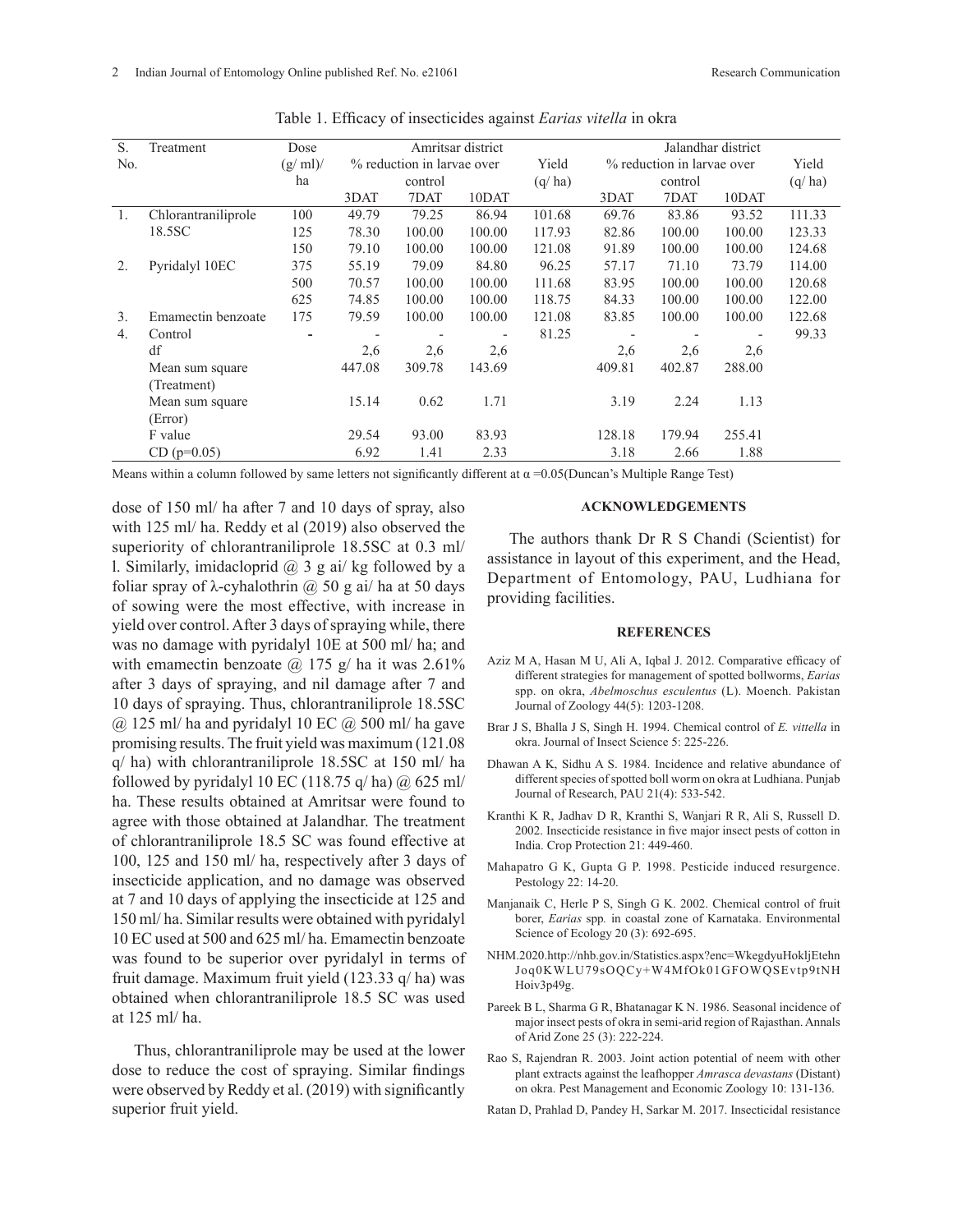Table 1. Efficacy of insecticides against *Earias vitella* in okra

| S. No. | Treatment | Dose (g/ ml)/ ha | Amritsar district | | | | Jalandhar district | | | |
|---|---|---|---|---|---|---|---|---|---|---|
| | | | % reduction in larvae over control | | | Yield (q/ ha) | % reduction in larvae over control | | | Yield (q/ ha) |
| | | | 3DAT | 7DAT | 10DAT | | 3DAT | 7DAT | 10DAT | |
| 1. | Chlorantraniliprole 18.5SC | 100 | 49.79 | 79.25 | 86.94 | 101.68 | 69.76 | 83.86 | 93.52 | 111.33 |
| | | 125 | 78.30 | 100.00 | 100.00 | 117.93 | 82.86 | 100.00 | 100.00 | 123.33 |
| | | 150 | 79.10 | 100.00 | 100.00 | 121.08 | 91.89 | 100.00 | 100.00 | 124.68 |
| 2. | Pyridalyl 10EC | 375 | 55.19 | 79.09 | 84.80 | 96.25 | 57.17 | 71.10 | 73.79 | 114.00 |
| | | 500 | 70.57 | 100.00 | 100.00 | 111.68 | 83.95 | 100.00 | 100.00 | 120.68 |
| | | 625 | 74.85 | 100.00 | 100.00 | 118.75 | 84.33 | 100.00 | 100.00 | 122.00 |
| 3. | Emamectin benzoate | 175 | 79.59 | 100.00 | 100.00 | 121.08 | 83.85 | 100.00 | 100.00 | 122.68 |
| 4. | Control | - | - | - | - | 81.25 | - | - | - | 99.33 |
| | df | | 2,6 | 2,6 | 2,6 | | 2,6 | 2,6 | 2,6 | |
| | Mean sum square (Treatment) | | 447.08 | 309.78 | 143.69 | | 409.81 | 402.87 | 288.00 | |
| | Mean sum square (Error) | | 15.14 | 0.62 | 1.71 | | 3.19 | 2.24 | 1.13 | |
| | F value | | 29.54 | 93.00 | 83.93 | | 128.18 | 179.94 | 255.41 | |
| | CD (p=0.05) | | 6.92 | 1.41 | 2.33 | | 3.18 | 2.66 | 1.88 | |

Means within a column followed by same letters not significantly different at $\alpha$ =0.05(Duncan's Multiple Range Test)

dose of 150 ml/ ha after 7 and 10 days of spray, also with 125 ml/ ha. Reddy et al (2019) also observed the superiority of chlorantraniliprole 18.5SC at 0.3 ml/ l. Similarly, imidacloprid @ 3 g ai/ kg followed by a foliar spray of $\lambda$-cyhalothrin @ 50 g ai/ ha at 50 days of sowing were the most effective, with increase in yield over control. After 3 days of spraying while, there was no damage with pyridalyl 10E at 500 ml/ ha; and with emamectin benzoate @ 175 g/ ha it was 2.61% after 3 days of spraying, and nil damage after 7 and 10 days of spraying. Thus, chlorantraniliprole 18.5SC @ 125 ml/ ha and pyridalyl 10 EC @ 500 ml/ ha gave promising results. The fruit yield was maximum (121.08 q/ ha) with chlorantraniliprole 18.5SC at 150 ml/ ha followed by pyridalyl 10 EC (118.75 q/ ha) @ 625 ml/ ha. These results obtained at Amritsar were found to agree with those obtained at Jalandhar. The treatment of chlorantraniliprole 18.5 SC was found effective at 100, 125 and 150 ml/ ha, respectively after 3 days of insecticide application, and no damage was observed at 7 and 10 days of applying the insecticide at 125 and 150 ml/ ha. Similar results were obtained with pyridalyl 10 EC used at 500 and 625 ml/ ha. Emamectin benzoate was found to be superior over pyridalyl in terms of fruit damage. Maximum fruit yield (123.33 q/ ha) was obtained when chlorantraniliprole 18.5 SC was used at 125 ml/ ha.

Thus, chlorantraniliprole may be used at the lower dose to reduce the cost of spraying. Similar findings were observed by Reddy et al. (2019) with significantly superior fruit yield.

## ACKNOWLEDGEMENTS

The authors thank Dr R S Chandi (Scientist) for assistance in layout of this experiment, and the Head, Department of Entomology, PAU, Ludhiana for providing facilities.

## REFERENCES

Aziz M A, Hasan M U, Ali A, Iqbal J. 2012. Comparative efficacy of different strategies for management of spotted bollworms, *Earias* spp. on okra, *Abelmoschus esculentus* (L). Moench. Pakistan Journal of Zoology 44(5): 1203-1208.

Brar J S, Bhalla J S, Singh H. 1994. Chemical control of *E. vittella* in okra. Journal of Insect Science 5: 225-226.

Dhawan A K, Sidhu A S. 1984. Incidence and relative abundance of different species of spotted boll worm on okra at Ludhiana. Punjab Journal of Research, PAU 21(4): 533-542.

Kranthi K R, Jadhav D R, Kranthi S, Wanjari R R, Ali S, Russell D. 2002. Insecticide resistance in five major insect pests of cotton in India. Crop Protection 21: 449-460.

Mahapatro G K, Gupta G P. 1998. Pesticide induced resurgence. Pestology 22: 14-20.

Manjanaik C, Herle P S, Singh G K. 2002. Chemical control of fruit borer, *Earias* spp. in coastal zone of Karnataka. Environmental Science of Ecology 20 (3): 692-695.

NHM.2020.http://nhb.gov.in/Statistics.aspx?enc=WkegdyuHokljEtehnJoq0KWLU79sOQCy+W4MfOk01GFOWQSEvtp9tNHHoiv3p49g.

Pareek B L, Sharma G R, Bhatanagar K N. 1986. Seasonal incidence of major insect pests of okra in semi-arid region of Rajasthan. Annals of Arid Zone 25 (3): 222-224.

Rao S, Rajendran R. 2003. Joint action potential of neem with other plant extracts against the leafhopper *Amrasca devastans* (Distant) on okra. Pest Management and Economic Zoology 10: 131-136.

Ratan D, Prahlad D, Pandey H, Sarkar M. 2017. Insecticidal resistance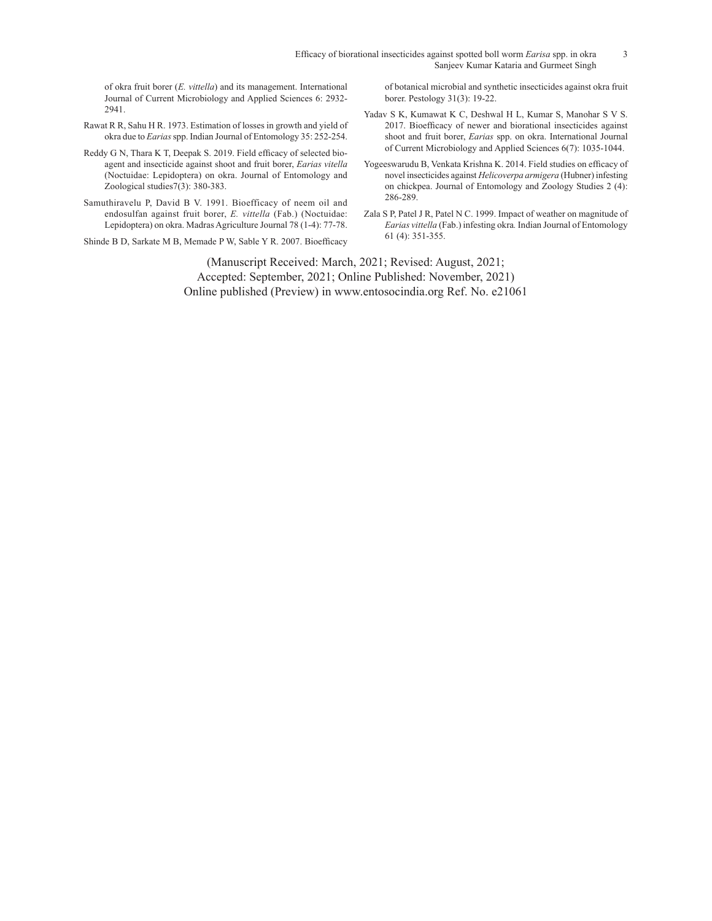of okra fruit borer (*E. vittella*) and its management. International Journal of Current Microbiology and Applied Sciences 6: 2932-2941.

Rawat R R, Sahu H R. 1973. Estimation of losses in growth and yield of okra due to *Earias* spp. Indian Journal of Entomology 35: 252-254.

Reddy G N, Thara K T, Deepak S. 2019. Field efficacy of selected bio-agent and insecticide against shoot and fruit borer, *Earias vitella* (Noctuidae: Lepidoptera) on okra. Journal of Entomology and Zoological studies7(3): 380-383.

Samuthiravelu P, David B V. 1991. Bioefficacy of neem oil and endosulfan against fruit borer, *E. vittella* (Fab.) (Noctuidae: Lepidoptera) on okra. Madras Agriculture Journal 78 (1-4): 77-78.

Shinde B D, Sarkate M B, Memade P W, Sable Y R. 2007. Bioefficacy of botanical microbial and synthetic insecticides against okra fruit borer. Pestology 31(3): 19-22.

Yadav S K, Kumawat K C, Deshwal H L, Kumar S, Manohar S V S. 2017. Bioefficacy of newer and biorational insecticides against shoot and fruit borer, *Earias* spp. on okra. International Journal of Current Microbiology and Applied Sciences 6(7): 1035-1044.

Yogeeswarudu B, Venkata Krishna K. 2014. Field studies on efficacy of novel insecticides against *Helicoverpa armigera* (Hubner) infesting on chickpea. Journal of Entomology and Zoology Studies 2 (4): 286-289.

Zala S P, Patel J R, Patel N C. 1999. Impact of weather on magnitude of *Earias vittella* (Fab.) infesting okra. Indian Journal of Entomology 61 (4): 351-355.

(Manuscript Received: March, 2021; Revised: August, 2021;
Accepted: September, 2021; Online Published: November, 2021)
Online published (Preview) in www.entosocindia.org Ref. No. e21061